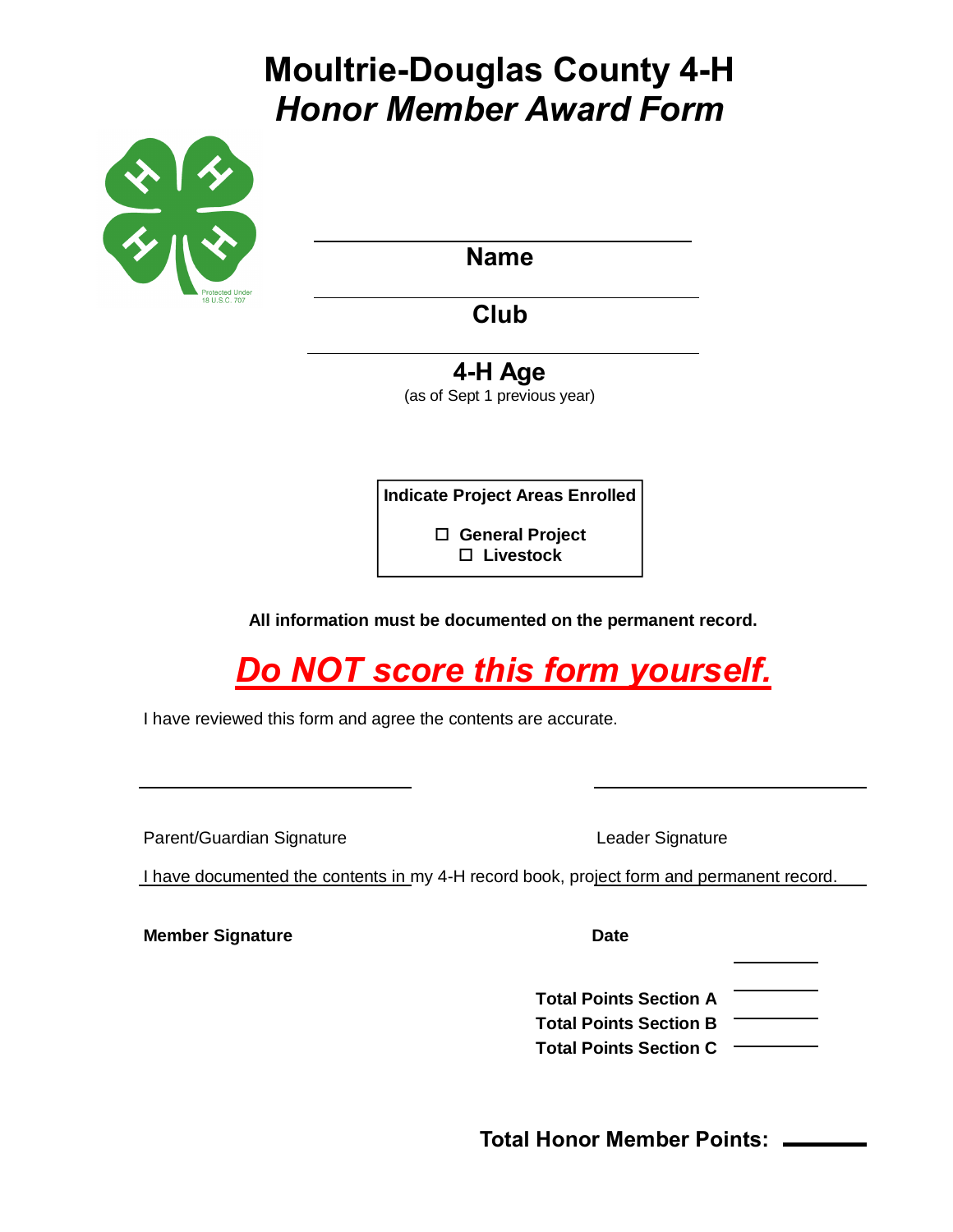# Moultrie-Douglas County 4-H
## *Honor Member Award Form*

**Name**

**Club**

**4-H Age**
(as of Sept 1 previous year)

**Indicate Project Areas Enrolled**

- ☐ **General Project**
- ☐ **Livestock**

**All information must be documented on the permanent record.**

***Do NOT score this form yourself.***

I have reviewed this form and agree the contents are accurate.

Parent/Guardian Signature

Leader Signature

I have documented the contents in my 4-H record book, project form and permanent record.

**Member Signature**

**Date**

**Total Points Section A** ________

**Total Points Section B** ________

**Total Points Section C** ________

**Total Honor Member Points:** ________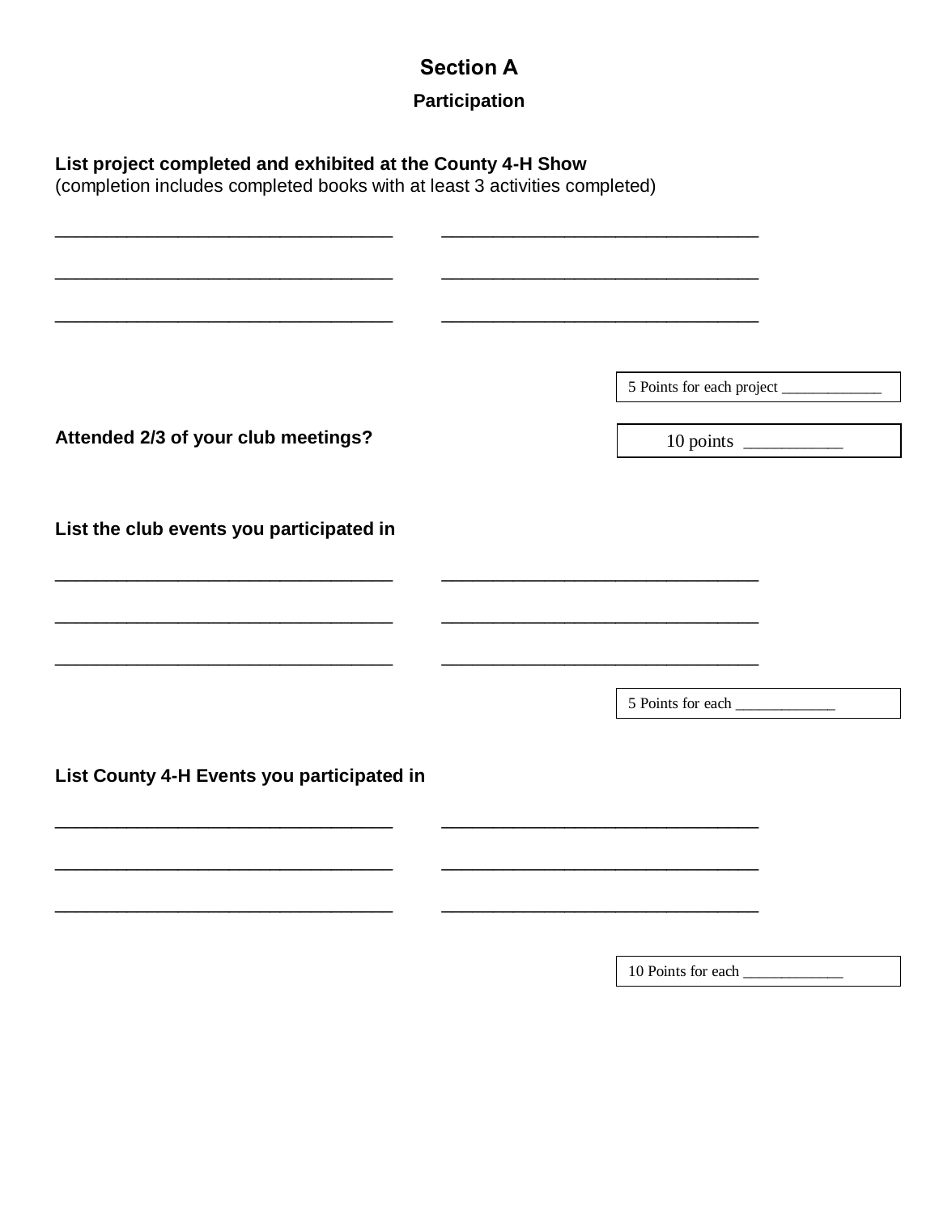# Section A

## Participation

**List project completed and exhibited at the County 4-H Show**
(completion includes completed books with at least 3 activities completed)

_________________________________ _________________________________

_________________________________ _________________________________

_________________________________ _________________________________

5 Points for each project _____________

**Attended 2/3 of your club meetings?**

10 points ___________

**List the club events you participated in**

_________________________________ _________________________________

_________________________________ _________________________________

_________________________________ _________________________________

5 Points for each _____________

**List County 4-H Events you participated in**

_________________________________ _________________________________

_________________________________ _________________________________

_________________________________ _________________________________

10 Points for each _____________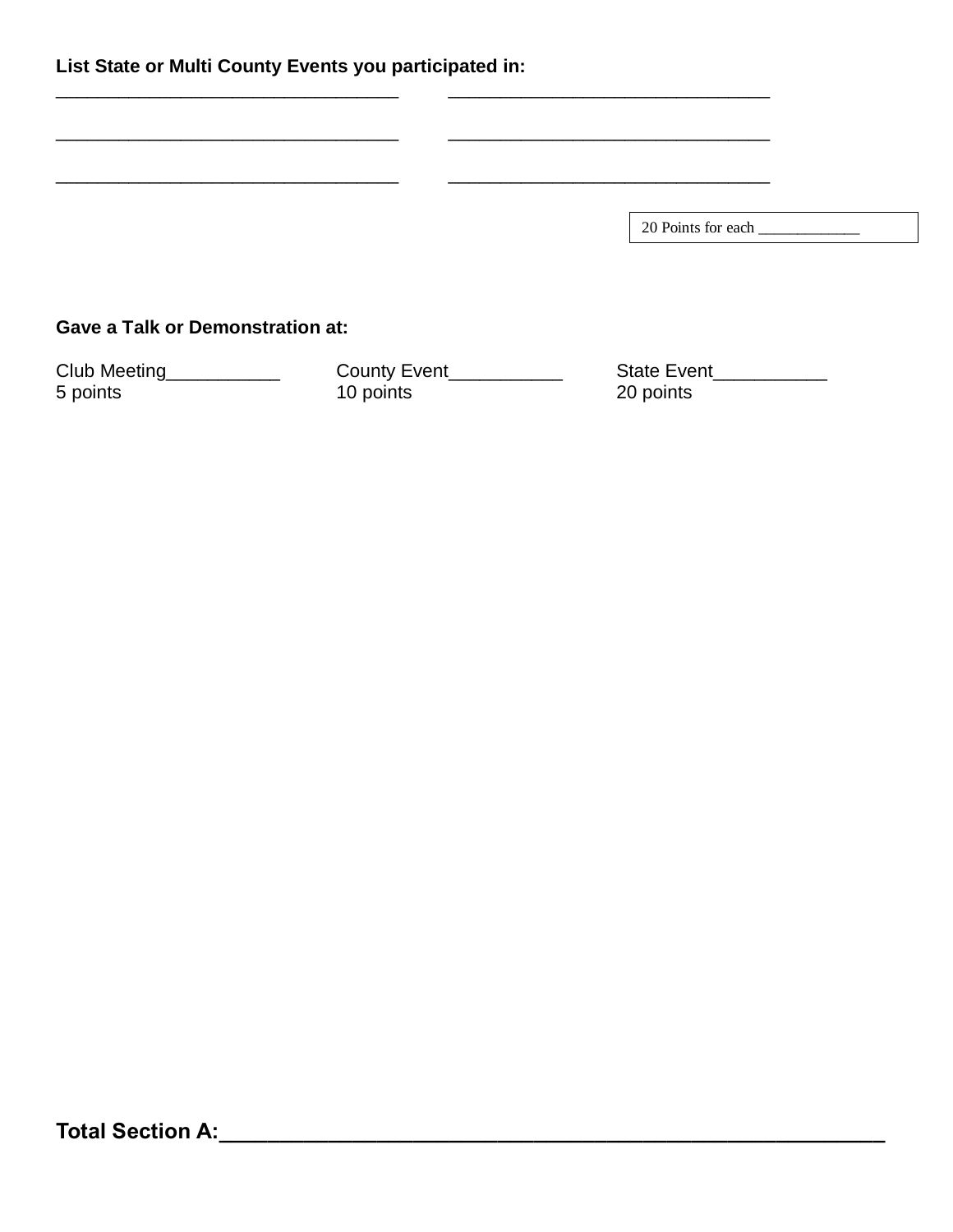**List State or Multi County Events you participated in:**

__________________________________ ________________________________

__________________________________ ________________________________

__________________________________ ________________________________

20 Points for each _____________

**Gave a Talk or Demonstration at:**

| Club Meeting___________ | County Event___________ | State Event___________ |
|---|---|---|
| 5 points | 10 points | 20 points |

**Total Section A:**_______________________________________________________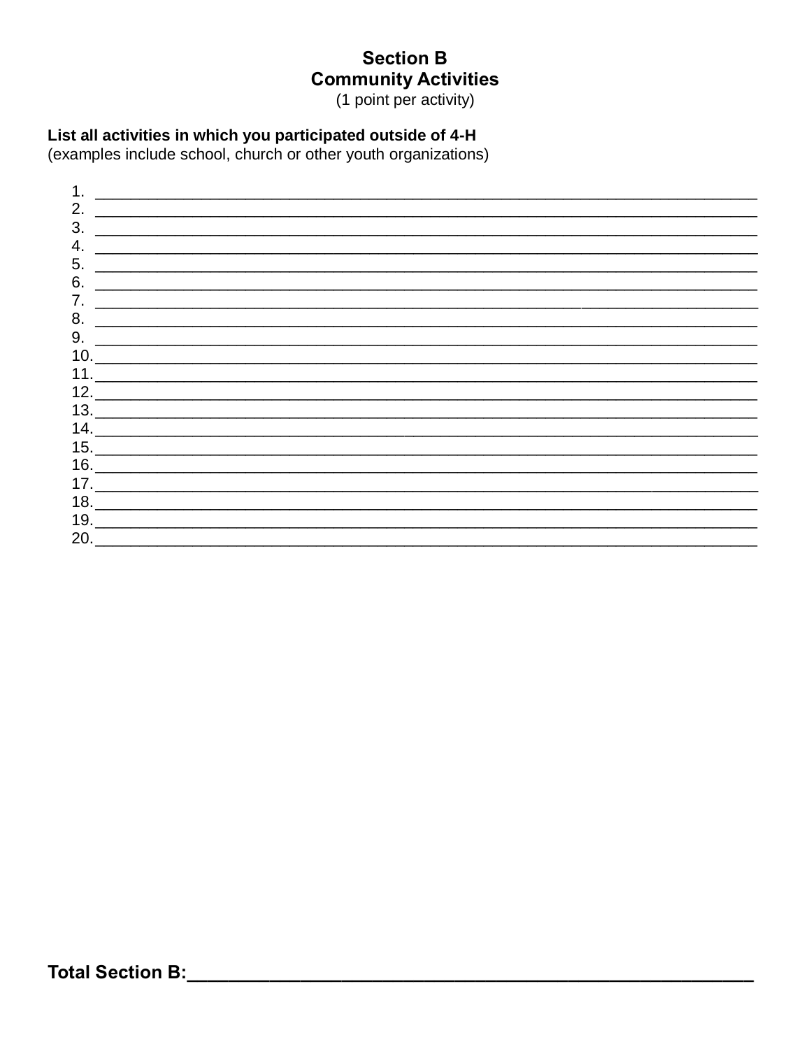# Section B
## Community Activities
(1 point per activity)

**List all activities in which you participated outside of 4-H**
(examples include school, church or other youth organizations)

1. ______________________________________________________________________
2. ______________________________________________________________________
3. ______________________________________________________________________
4. ______________________________________________________________________
5. ______________________________________________________________________
6. ______________________________________________________________________
7. ______________________________________________________________________
8. ______________________________________________________________________
9. ______________________________________________________________________
10. ______________________________________________________________________
11. ______________________________________________________________________
12. ______________________________________________________________________
13. ______________________________________________________________________
14. ______________________________________________________________________
15. ______________________________________________________________________
16. ______________________________________________________________________
17. ______________________________________________________________________
18. ______________________________________________________________________
19. ______________________________________________________________________
20. ______________________________________________________________________

**Total Section B:**______________________________________________________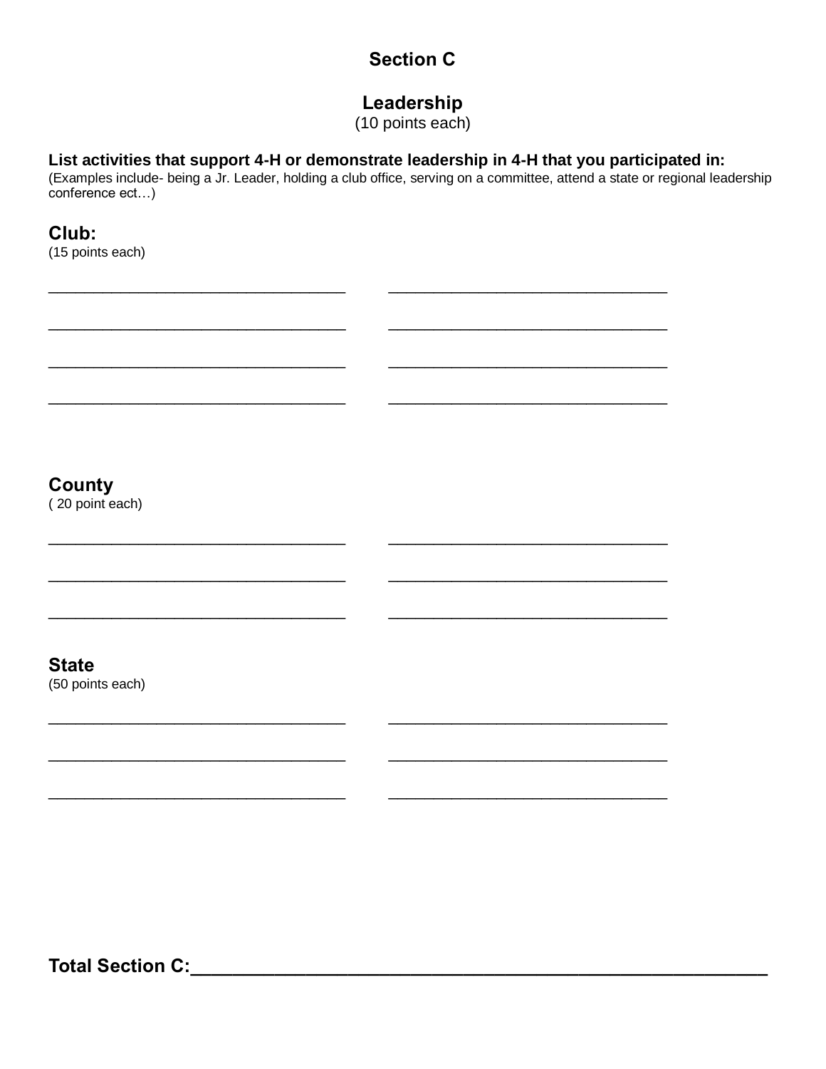## Section C

## Leadership

(10 points each)

**List activities that support 4-H or demonstrate leadership in 4-H that you participated in:**
(Examples include- being a Jr. Leader, holding a club office, serving on a committee, attend a state or regional leadership conference ect…)

### Club:

(15 points each)

_________________________________ _______________________________

_________________________________ _______________________________

_________________________________ _______________________________

_________________________________ _______________________________

### County

( 20 point each)

_________________________________ _______________________________

_________________________________ _______________________________

_________________________________ _______________________________

### State

(50 points each)

_________________________________ _______________________________

_________________________________ _______________________________

_________________________________ _______________________________

**Total Section C:_______________________________________________**